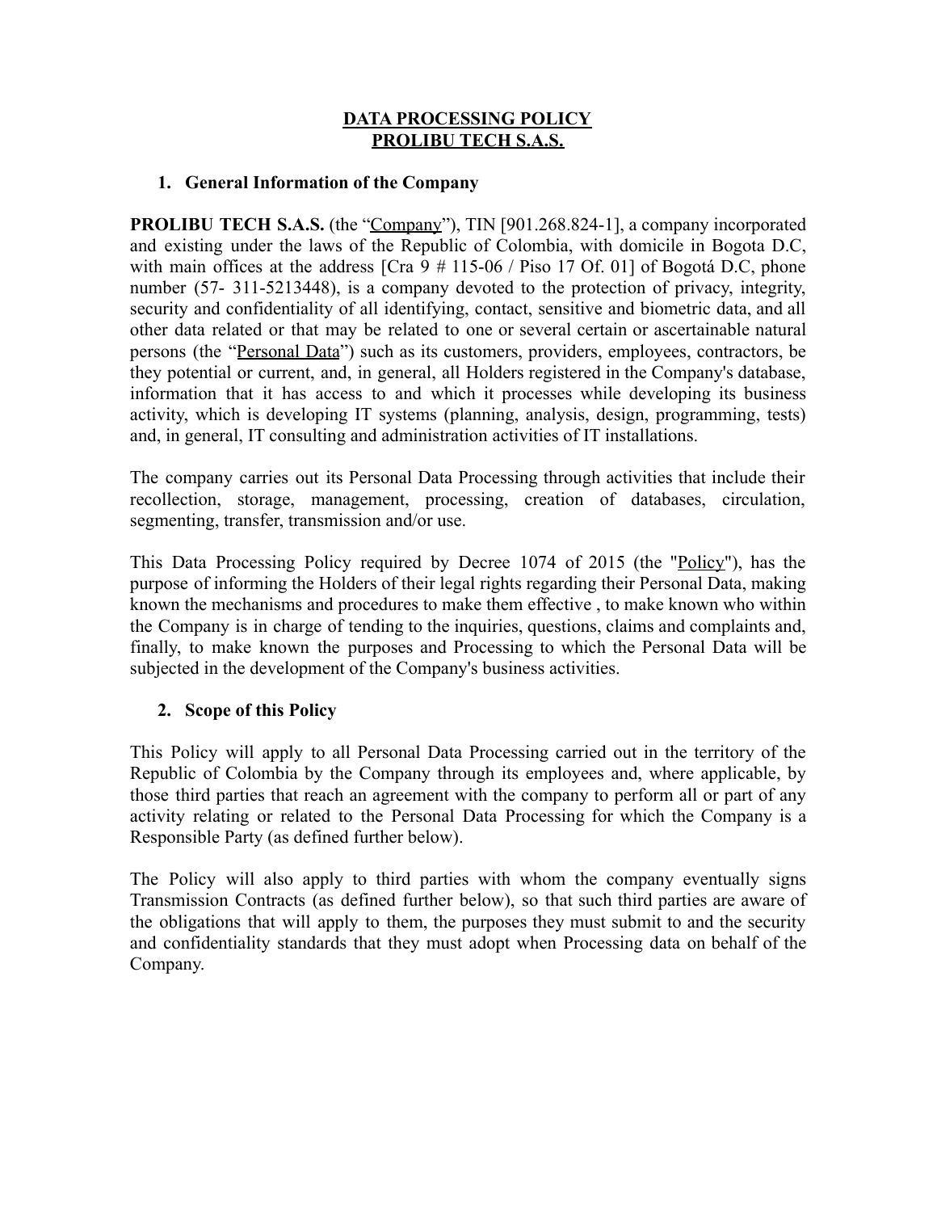# DATA PROCESSING POLICY
# PROLIBU TECH S.A.S.

## 1. General Information of the Company

**PROLIBU TECH S.A.S.** (the "Company"), TIN [901.268.824-1], a company incorporated and existing under the laws of the Republic of Colombia, with domicile in Bogota D.C, with main offices at the address [Cra 9 # 115-06 / Piso 17 Of. 01] of Bogotá D.C, phone number (57- 311-5213448), is a company devoted to the protection of privacy, integrity, security and confidentiality of all identifying, contact, sensitive and biometric data, and all other data related or that may be related to one or several certain or ascertainable natural persons (the "Personal Data") such as its customers, providers, employees, contractors, be they potential or current, and, in general, all Holders registered in the Company's database, information that it has access to and which it processes while developing its business activity, which is developing IT systems (planning, analysis, design, programming, tests) and, in general, IT consulting and administration activities of IT installations.

The company carries out its Personal Data Processing through activities that include their recollection, storage, management, processing, creation of databases, circulation, segmenting, transfer, transmission and/or use.

This Data Processing Policy required by Decree 1074 of 2015 (the "Policy"), has the purpose of informing the Holders of their legal rights regarding their Personal Data, making known the mechanisms and procedures to make them effective , to make known who within the Company is in charge of tending to the inquiries, questions, claims and complaints and, finally, to make known the purposes and Processing to which the Personal Data will be subjected in the development of the Company's business activities.

## 2. Scope of this Policy

This Policy will apply to all Personal Data Processing carried out in the territory of the Republic of Colombia by the Company through its employees and, where applicable, by those third parties that reach an agreement with the company to perform all or part of any activity relating or related to the Personal Data Processing for which the Company is a Responsible Party (as defined further below).

The Policy will also apply to third parties with whom the company eventually signs Transmission Contracts (as defined further below), so that such third parties are aware of the obligations that will apply to them, the purposes they must submit to and the security and confidentiality standards that they must adopt when Processing data on behalf of the Company.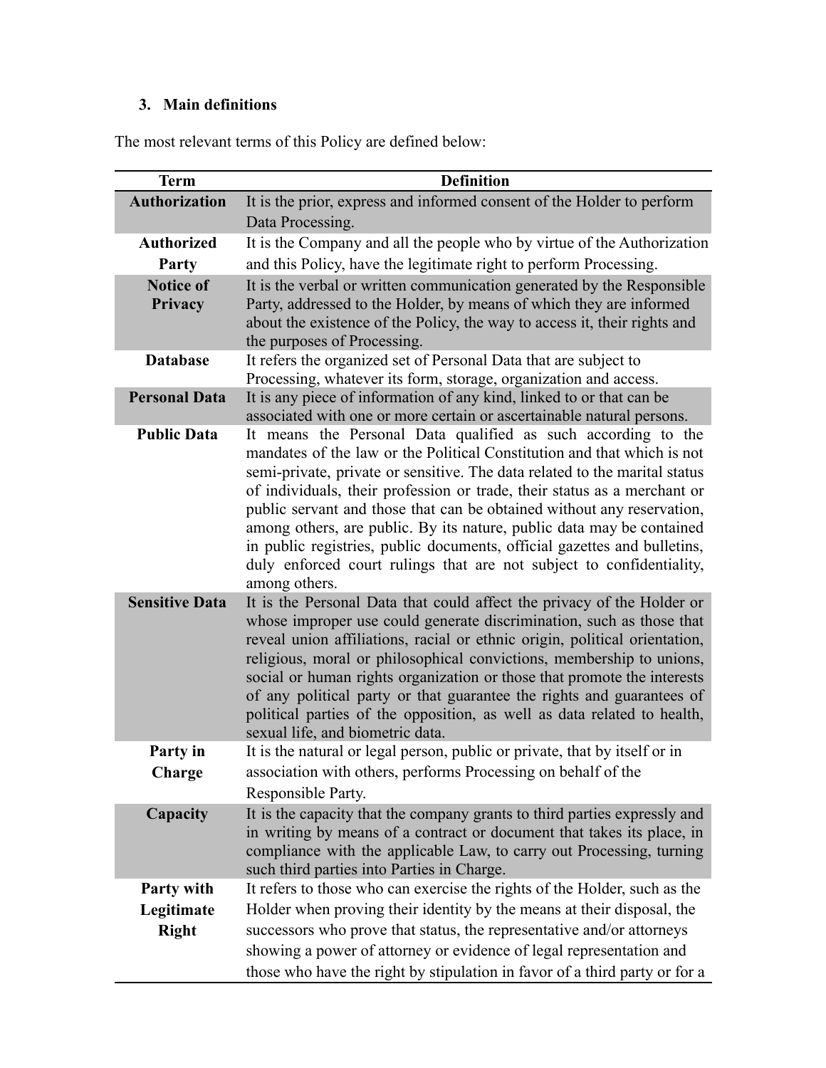## 3. Main definitions

The most relevant terms of this Policy are defined below:

| Term | Definition |
| --- | --- |
| **Authorization** | It is the prior, express and informed consent of the Holder to perform Data Processing. |
| **Authorized Party** | It is the Company and all the people who by virtue of the Authorization and this Policy, have the legitimate right to perform Processing. |
| **Notice of Privacy** | It is the verbal or written communication generated by the Responsible Party, addressed to the Holder, by means of which they are informed about the existence of the Policy, the way to access it, their rights and the purposes of Processing. |
| **Database** | It refers the organized set of Personal Data that are subject to Processing, whatever its form, storage, organization and access. |
| **Personal Data** | It is any piece of information of any kind, linked to or that can be associated with one or more certain or ascertainable natural persons. |
| **Public Data** | It means the Personal Data qualified as such according to the mandates of the law or the Political Constitution and that which is not semi-private, private or sensitive. The data related to the marital status of individuals, their profession or trade, their status as a merchant or public servant and those that can be obtained without any reservation, among others, are public. By its nature, public data may be contained in public registries, public documents, official gazettes and bulletins, duly enforced court rulings that are not subject to confidentiality, among others. |
| **Sensitive Data** | It is the Personal Data that could affect the privacy of the Holder or whose improper use could generate discrimination, such as those that reveal union affiliations, racial or ethnic origin, political orientation, religious, moral or philosophical convictions, membership to unions, social or human rights organization or those that promote the interests of any political party or that guarantee the rights and guarantees of political parties of the opposition, as well as data related to health, sexual life, and biometric data. |
| **Party in Charge** | It is the natural or legal person, public or private, that by itself or in association with others, performs Processing on behalf of the Responsible Party. |
| **Capacity** | It is the capacity that the company grants to third parties expressly and in writing by means of a contract or document that takes its place, in compliance with the applicable Law, to carry out Processing, turning such third parties into Parties in Charge. |
| **Party with Legitimate Right** | It refers to those who can exercise the rights of the Holder, such as the Holder when proving their identity by the means at their disposal, the successors who prove that status, the representative and/or attorneys showing a power of attorney or evidence of legal representation and those who have the right by stipulation in favor of a third party or for a |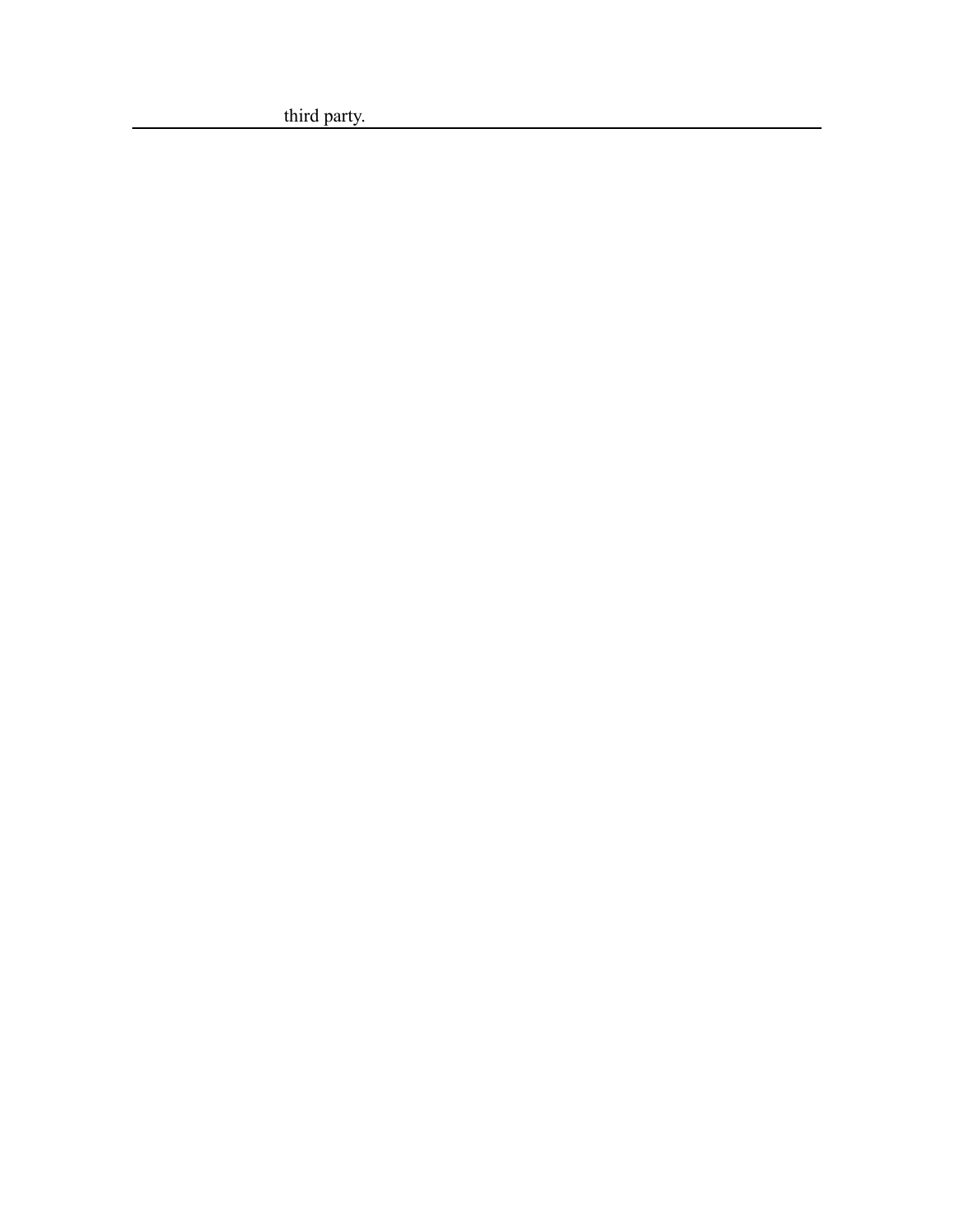third party.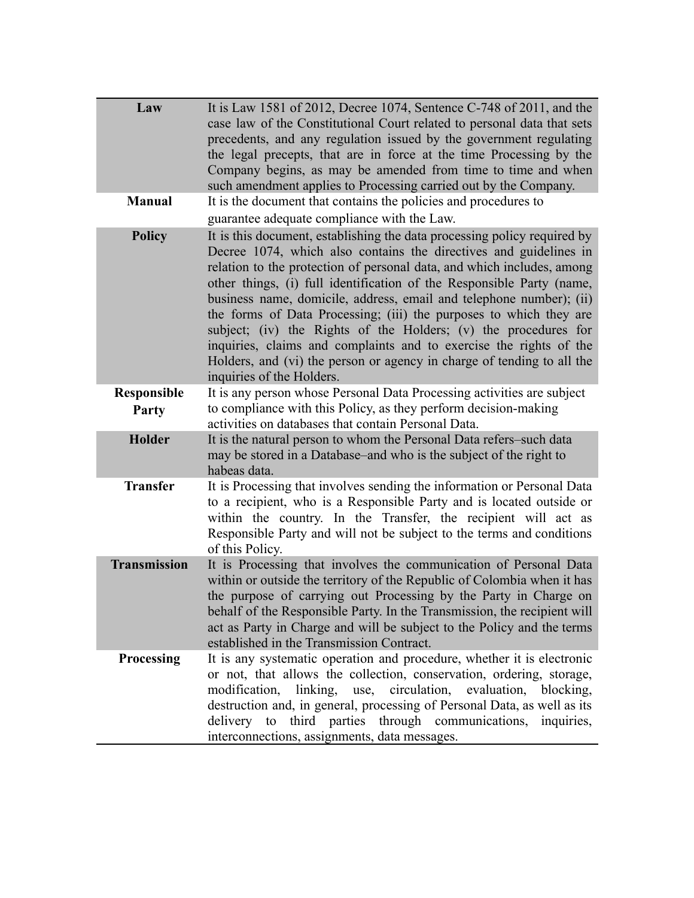| | |
|---|---|
| **Law** | It is Law 1581 of 2012, Decree 1074, Sentence C-748 of 2011, and the case law of the Constitutional Court related to personal data that sets precedents, and any regulation issued by the government regulating the legal precepts, that are in force at the time Processing by the Company begins, as may be amended from time to time and when such amendment applies to Processing carried out by the Company. |
| **Manual** | It is the document that contains the policies and procedures to guarantee adequate compliance with the Law. |
| **Policy** | It is this document, establishing the data processing policy required by Decree 1074, which also contains the directives and guidelines in relation to the protection of personal data, and which includes, among other things, (i) full identification of the Responsible Party (name, business name, domicile, address, email and telephone number); (ii) the forms of Data Processing; (iii) the purposes to which they are subject; (iv) the Rights of the Holders; (v) the procedures for inquiries, claims and complaints and to exercise the rights of the Holders, and (vi) the person or agency in charge of tending to all the inquiries of the Holders. |
| **Responsible Party** | It is any person whose Personal Data Processing activities are subject to compliance with this Policy, as they perform decision-making activities on databases that contain Personal Data. |
| **Holder** | It is the natural person to whom the Personal Data refers–such data may be stored in a Database–and who is the subject of the right to habeas data. |
| **Transfer** | It is Processing that involves sending the information or Personal Data to a recipient, who is a Responsible Party and is located outside or within the country. In the Transfer, the recipient will act as Responsible Party and will not be subject to the terms and conditions of this Policy. |
| **Transmission** | It is Processing that involves the communication of Personal Data within or outside the territory of the Republic of Colombia when it has the purpose of carrying out Processing by the Party in Charge on behalf of the Responsible Party. In the Transmission, the recipient will act as Party in Charge and will be subject to the Policy and the terms established in the Transmission Contract. |
| **Processing** | It is any systematic operation and procedure, whether it is electronic or not, that allows the collection, conservation, ordering, storage, modification, linking, use, circulation, evaluation, blocking, destruction and, in general, processing of Personal Data, as well as its delivery to third parties through communications, inquiries, interconnections, assignments, data messages. |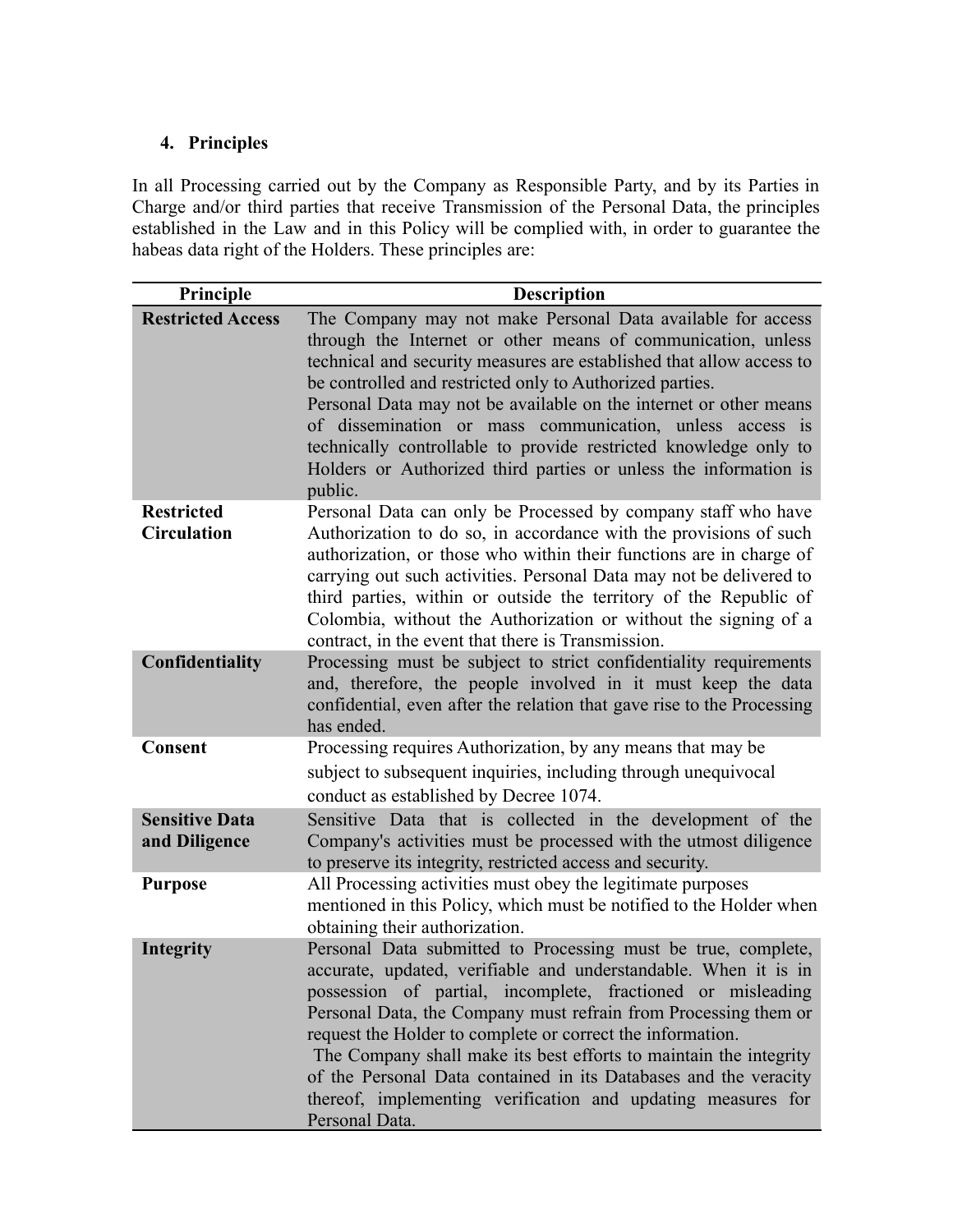## 4. Principles

In all Processing carried out by the Company as Responsible Party, and by its Parties in Charge and/or third parties that receive Transmission of the Personal Data, the principles established in the Law and in this Policy will be complied with, in order to guarantee the habeas data right of the Holders. These principles are:

| Principle | Description |
|---|---|
| **Restricted Access** | The Company may not make Personal Data available for access through the Internet or other means of communication, unless technical and security measures are established that allow access to be controlled and restricted only to Authorized parties.<br>Personal Data may not be available on the internet or other means of dissemination or mass communication, unless access is technically controllable to provide restricted knowledge only to Holders or Authorized third parties or unless the information is public. |
| **Restricted Circulation** | Personal Data can only be Processed by company staff who have Authorization to do so, in accordance with the provisions of such authorization, or those who within their functions are in charge of carrying out such activities. Personal Data may not be delivered to third parties, within or outside the territory of the Republic of Colombia, without the Authorization or without the signing of a contract, in the event that there is Transmission. |
| **Confidentiality** | Processing must be subject to strict confidentiality requirements and, therefore, the people involved in it must keep the data confidential, even after the relation that gave rise to the Processing has ended. |
| **Consent** | Processing requires Authorization, by any means that may be subject to subsequent inquiries, including through unequivocal conduct as established by Decree 1074. |
| **Sensitive Data and Diligence** | Sensitive Data that is collected in the development of the Company's activities must be processed with the utmost diligence to preserve its integrity, restricted access and security. |
| **Purpose** | All Processing activities must obey the legitimate purposes mentioned in this Policy, which must be notified to the Holder when obtaining their authorization. |
| **Integrity** | Personal Data submitted to Processing must be true, complete, accurate, updated, verifiable and understandable. When it is in possession of partial, incomplete, fractioned or misleading Personal Data, the Company must refrain from Processing them or request the Holder to complete or correct the information.<br>The Company shall make its best efforts to maintain the integrity of the Personal Data contained in its Databases and the veracity thereof, implementing verification and updating measures for Personal Data. |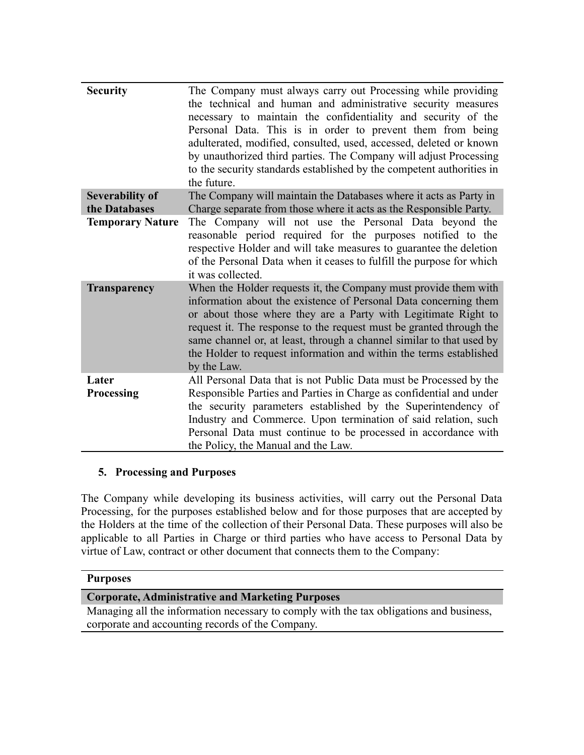| | |
|---|---|
| **Security** | The Company must always carry out Processing while providing the technical and human and administrative security measures necessary to maintain the confidentiality and security of the Personal Data. This is in order to prevent them from being adulterated, modified, consulted, used, accessed, deleted or known by unauthorized third parties. The Company will adjust Processing to the security standards established by the competent authorities in the future. |
| **Severability of the Databases** | The Company will maintain the Databases where it acts as Party in Charge separate from those where it acts as the Responsible Party. |
| **Temporary Nature** | The Company will not use the Personal Data beyond the reasonable period required for the purposes notified to the respective Holder and will take measures to guarantee the deletion of the Personal Data when it ceases to fulfill the purpose for which it was collected. |
| **Transparency** | When the Holder requests it, the Company must provide them with information about the existence of Personal Data concerning them or about those where they are a Party with Legitimate Right to request it. The response to the request must be granted through the same channel or, at least, through a channel similar to that used by the Holder to request information and within the terms established by the Law. |
| **Later Processing** | All Personal Data that is not Public Data must be Processed by the Responsible Parties and Parties in Charge as confidential and under the security parameters established by the Superintendency of Industry and Commerce. Upon termination of said relation, such Personal Data must continue to be processed in accordance with the Policy, the Manual and the Law. |

## 5. Processing and Purposes

The Company while developing its business activities, will carry out the Personal Data Processing, for the purposes established below and for those purposes that are accepted by the Holders at the time of the collection of their Personal Data. These purposes will also be applicable to all Parties in Charge or third parties who have access to Personal Data by virtue of Law, contract or other document that connects them to the Company:

| **Purposes** |
|---|
| **Corporate, Administrative and Marketing Purposes** |
| Managing all the information necessary to comply with the tax obligations and business, corporate and accounting records of the Company. |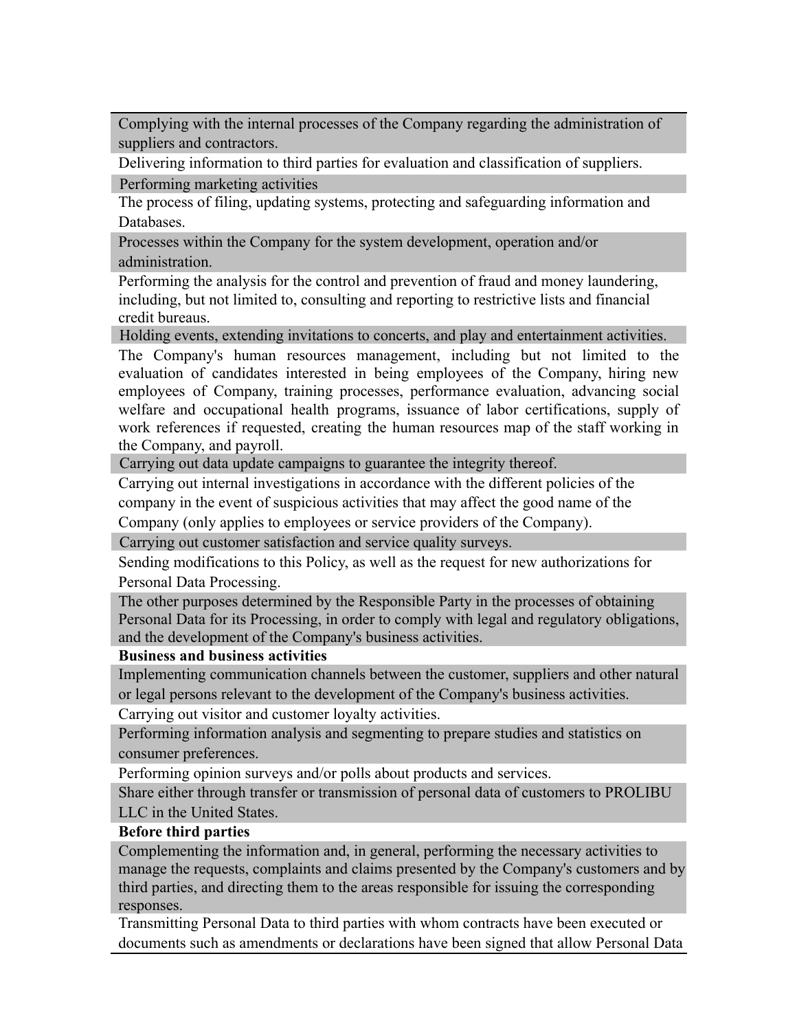| Complying with the internal processes of the Company regarding the administration of suppliers and contractors. |
|---|
| Delivering information to third parties for evaluation and classification of suppliers. |
| Performing marketing activities |
| The process of filing, updating systems, protecting and safeguarding information and Databases. |
| Processes within the Company for the system development, operation and/or administration. |
| Performing the analysis for the control and prevention of fraud and money laundering, including, but not limited to, consulting and reporting to restrictive lists and financial credit bureaus. |
| Holding events, extending invitations to concerts, and play and entertainment activities. |
| The Company's human resources management, including but not limited to the evaluation of candidates interested in being employees of the Company, hiring new employees of Company, training processes, performance evaluation, advancing social welfare and occupational health programs, issuance of labor certifications, supply of work references if requested, creating the human resources map of the staff working in the Company, and payroll. |
| Carrying out data update campaigns to guarantee the integrity thereof. |
| Carrying out internal investigations in accordance with the different policies of the company in the event of suspicious activities that may affect the good name of the Company (only applies to employees or service providers of the Company). |
| Carrying out customer satisfaction and service quality surveys. |
| Sending modifications to this Policy, as well as the request for new authorizations for Personal Data Processing. |
| The other purposes determined by the Responsible Party in the processes of obtaining Personal Data for its Processing, in order to comply with legal and regulatory obligations, and the development of the Company's business activities. |
| **Business and business activities** |
| Implementing communication channels between the customer, suppliers and other natural or legal persons relevant to the development of the Company's business activities. |
| Carrying out visitor and customer loyalty activities. |
| Performing information analysis and segmenting to prepare studies and statistics on consumer preferences. |
| Performing opinion surveys and/or polls about products and services. |
| Share either through transfer or transmission of personal data of customers to PROLIBU LLC in the United States. |
| **Before third parties** |
| Complementing the information and, in general, performing the necessary activities to manage the requests, complaints and claims presented by the Company's customers and by third parties, and directing them to the areas responsible for issuing the corresponding responses. |
| Transmitting Personal Data to third parties with whom contracts have been executed or documents such as amendments or declarations have been signed that allow Personal Data |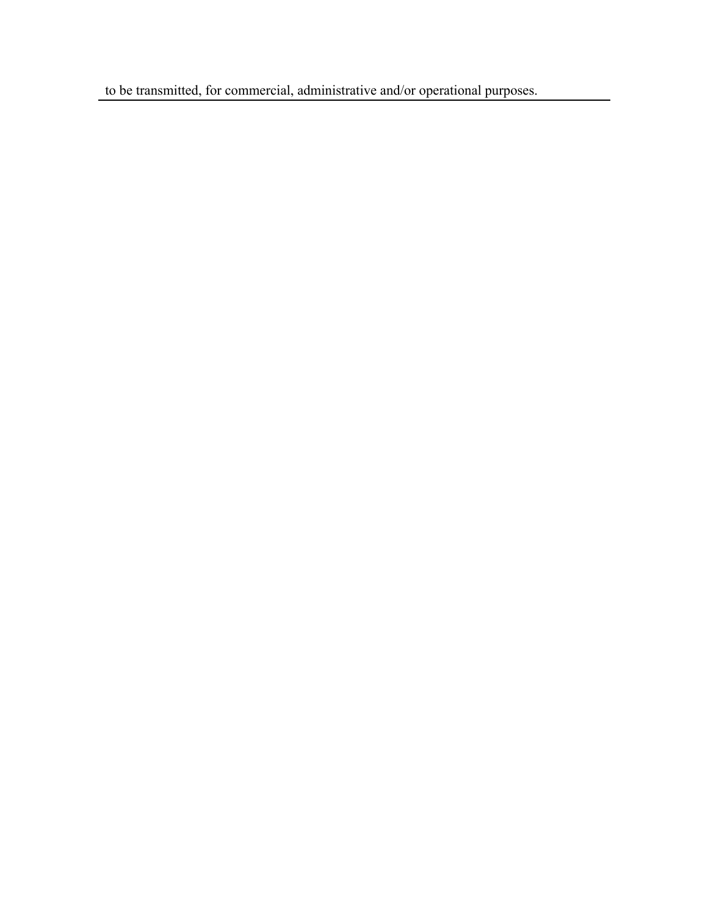to be transmitted, for commercial, administrative and/or operational purposes.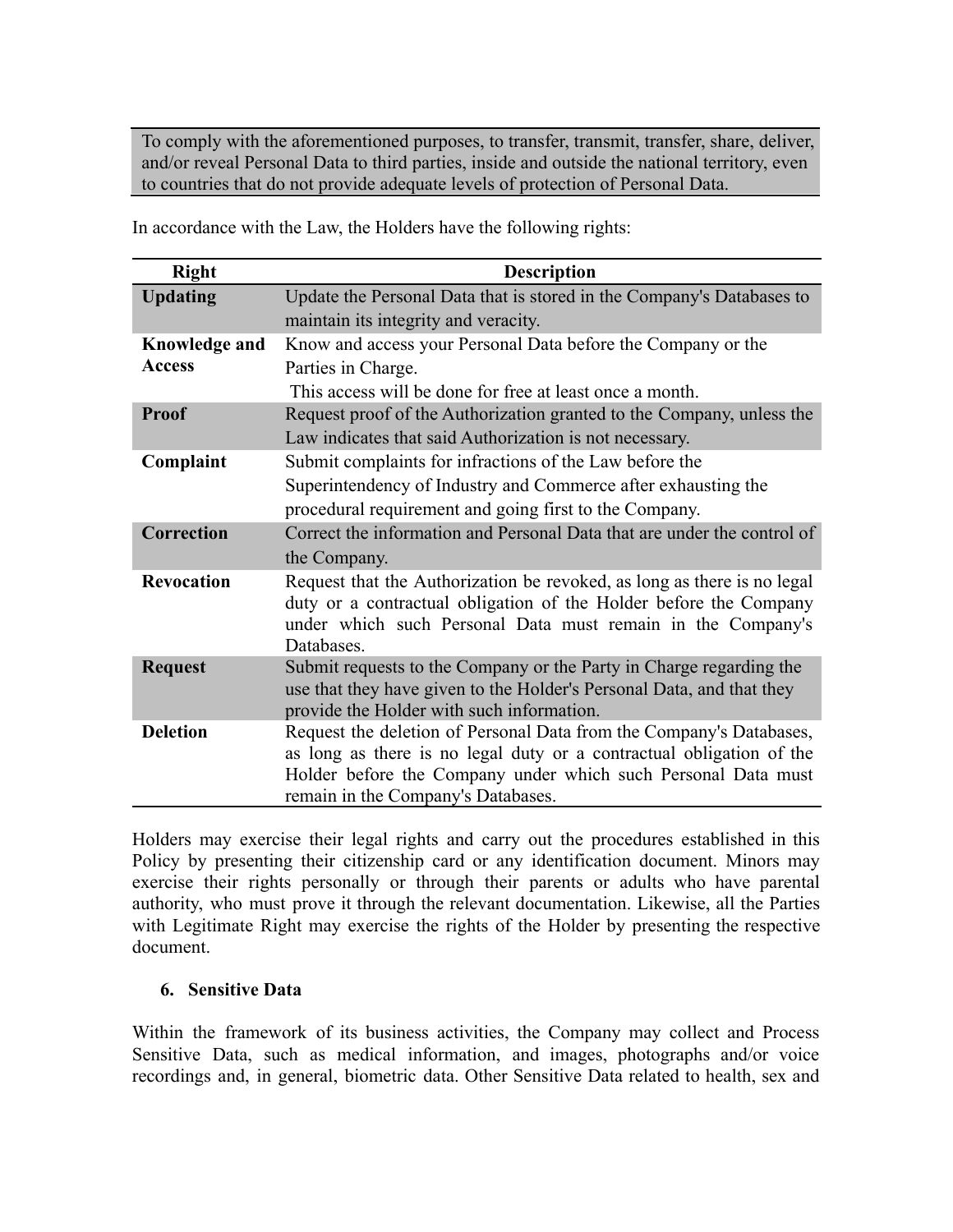| To comply with the aforementioned purposes, to transfer, transmit, transfer, share, deliver, and/or reveal Personal Data to third parties, inside and outside the national territory, even to countries that do not provide adequate levels of protection of Personal Data. |
|---|

In accordance with the Law, the Holders have the following rights:

| Right | Description |
|---|---|
| **Updating** | Update the Personal Data that is stored in the Company's Databases to maintain its integrity and veracity. |
| **Knowledge and Access** | Know and access your Personal Data before the Company or the Parties in Charge. This access will be done for free at least once a month. |
| **Proof** | Request proof of the Authorization granted to the Company, unless the Law indicates that said Authorization is not necessary. |
| **Complaint** | Submit complaints for infractions of the Law before the Superintendency of Industry and Commerce after exhausting the procedural requirement and going first to the Company. |
| **Correction** | Correct the information and Personal Data that are under the control of the Company. |
| **Revocation** | Request that the Authorization be revoked, as long as there is no legal duty or a contractual obligation of the Holder before the Company under which such Personal Data must remain in the Company's Databases. |
| **Request** | Submit requests to the Company or the Party in Charge regarding the use that they have given to the Holder's Personal Data, and that they provide the Holder with such information. |
| **Deletion** | Request the deletion of Personal Data from the Company's Databases, as long as there is no legal duty or a contractual obligation of the Holder before the Company under which such Personal Data must remain in the Company's Databases. |

Holders may exercise their legal rights and carry out the procedures established in this Policy by presenting their citizenship card or any identification document. Minors may exercise their rights personally or through their parents or adults who have parental authority, who must prove it through the relevant documentation. Likewise, all the Parties with Legitimate Right may exercise the rights of the Holder by presenting the respective document.

## 6. Sensitive Data

Within the framework of its business activities, the Company may collect and Process Sensitive Data, such as medical information, and images, photographs and/or voice recordings and, in general, biometric data. Other Sensitive Data related to health, sex and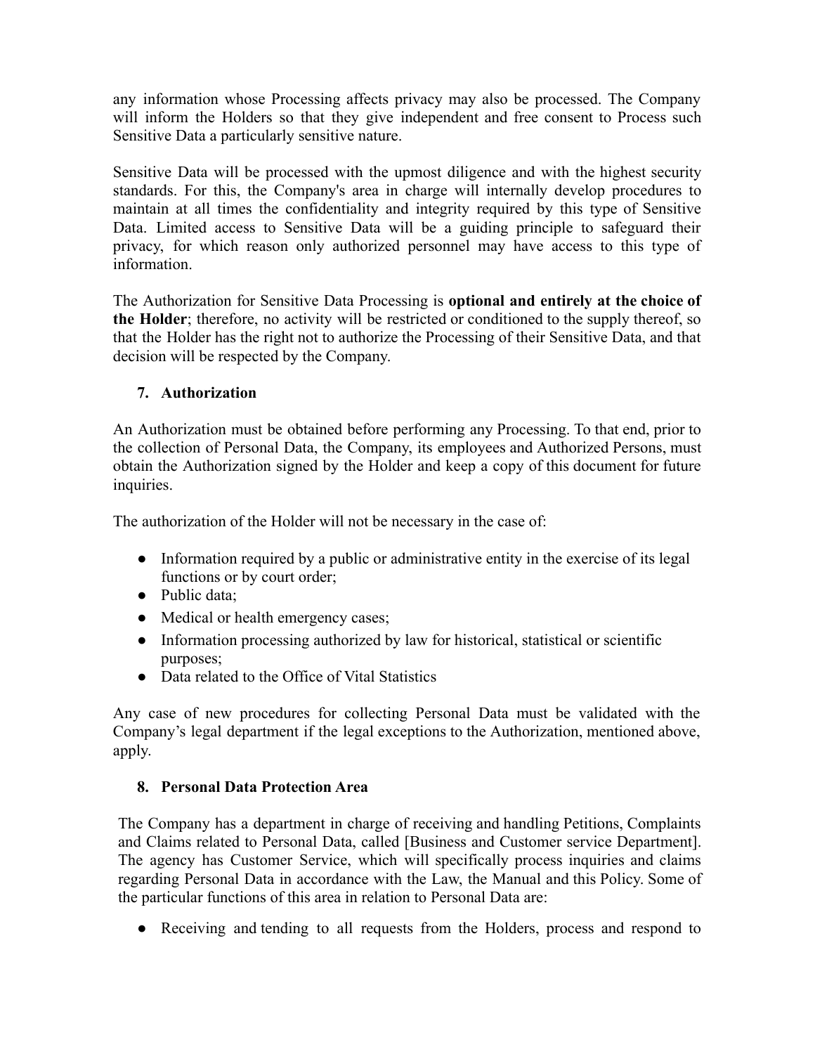any information whose Processing affects privacy may also be processed. The Company will inform the Holders so that they give independent and free consent to Process such Sensitive Data a particularly sensitive nature.

Sensitive Data will be processed with the upmost diligence and with the highest security standards. For this, the Company's area in charge will internally develop procedures to maintain at all times the confidentiality and integrity required by this type of Sensitive Data. Limited access to Sensitive Data will be a guiding principle to safeguard their privacy, for which reason only authorized personnel may have access to this type of information.

The Authorization for Sensitive Data Processing is **optional and entirely at the choice of the Holder**; therefore, no activity will be restricted or conditioned to the supply thereof, so that the Holder has the right not to authorize the Processing of their Sensitive Data, and that decision will be respected by the Company.

## 7. Authorization

An Authorization must be obtained before performing any Processing. To that end, prior to the collection of Personal Data, the Company, its employees and Authorized Persons, must obtain the Authorization signed by the Holder and keep a copy of this document for future inquiries.

The authorization of the Holder will not be necessary in the case of:

- Information required by a public or administrative entity in the exercise of its legal functions or by court order;
- Public data;
- Medical or health emergency cases;
- Information processing authorized by law for historical, statistical or scientific purposes;
- Data related to the Office of Vital Statistics

Any case of new procedures for collecting Personal Data must be validated with the Company's legal department if the legal exceptions to the Authorization, mentioned above, apply.

## 8. Personal Data Protection Area

The Company has a department in charge of receiving and handling Petitions, Complaints and Claims related to Personal Data, called [Business and Customer service Department]. The agency has Customer Service, which will specifically process inquiries and claims regarding Personal Data in accordance with the Law, the Manual and this Policy. Some of the particular functions of this area in relation to Personal Data are:

- Receiving and tending to all requests from the Holders, process and respond to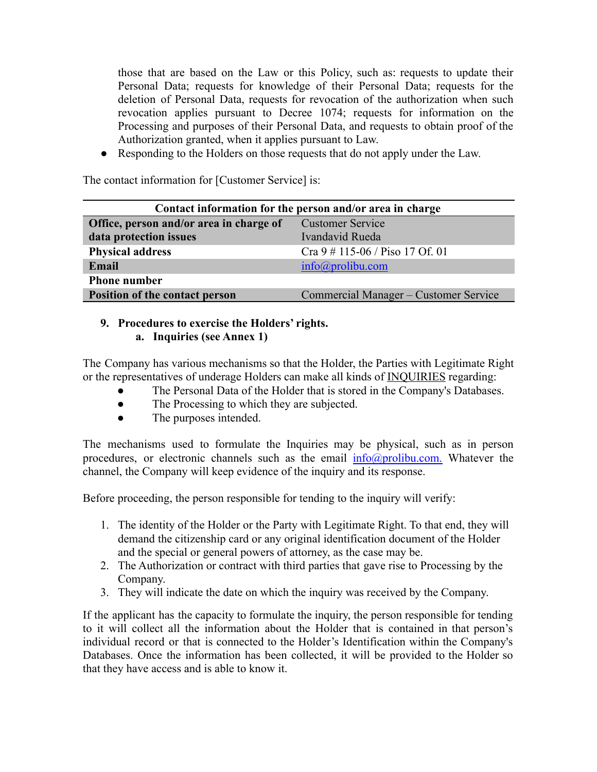those that are based on the Law or this Policy, such as: requests to update their Personal Data; requests for knowledge of their Personal Data; requests for the deletion of Personal Data, requests for revocation of the authorization when such revocation applies pursuant to Decree 1074; requests for information on the Processing and purposes of their Personal Data, and requests to obtain proof of the Authorization granted, when it applies pursuant to Law.

- Responding to the Holders on those requests that do not apply under the Law.

The contact information for [Customer Service] is:

| Contact information for the person and/or area in charge | |
|---|---|
| **Office, person and/or area in charge of data protection issues** | Customer Service<br>Ivandavid Rueda |
| **Physical address** | Cra 9 # 115-06 / Piso 17 Of. 01 |
| **Email** | info@prolibu.com |
| **Phone number** | |
| **Position of the contact person** | Commercial Manager – Customer Service |

## 9. Procedures to exercise the Holders' rights.

### a. Inquiries (see Annex 1)

The Company has various mechanisms so that the Holder, the Parties with Legitimate Right or the representatives of underage Holders can make all kinds of INQUIRIES regarding:

- The Personal Data of the Holder that is stored in the Company's Databases.
- The Processing to which they are subjected.
- The purposes intended.

The mechanisms used to formulate the Inquiries may be physical, such as in person procedures, or electronic channels such as the email info@prolibu.com. Whatever the channel, the Company will keep evidence of the inquiry and its response.

Before proceeding, the person responsible for tending to the inquiry will verify:

1. The identity of the Holder or the Party with Legitimate Right. To that end, they will demand the citizenship card or any original identification document of the Holder and the special or general powers of attorney, as the case may be.
2. The Authorization or contract with third parties that gave rise to Processing by the Company.
3. They will indicate the date on which the inquiry was received by the Company.

If the applicant has the capacity to formulate the inquiry, the person responsible for tending to it will collect all the information about the Holder that is contained in that person's individual record or that is connected to the Holder's Identification within the Company's Databases. Once the information has been collected, it will be provided to the Holder so that they have access and is able to know it.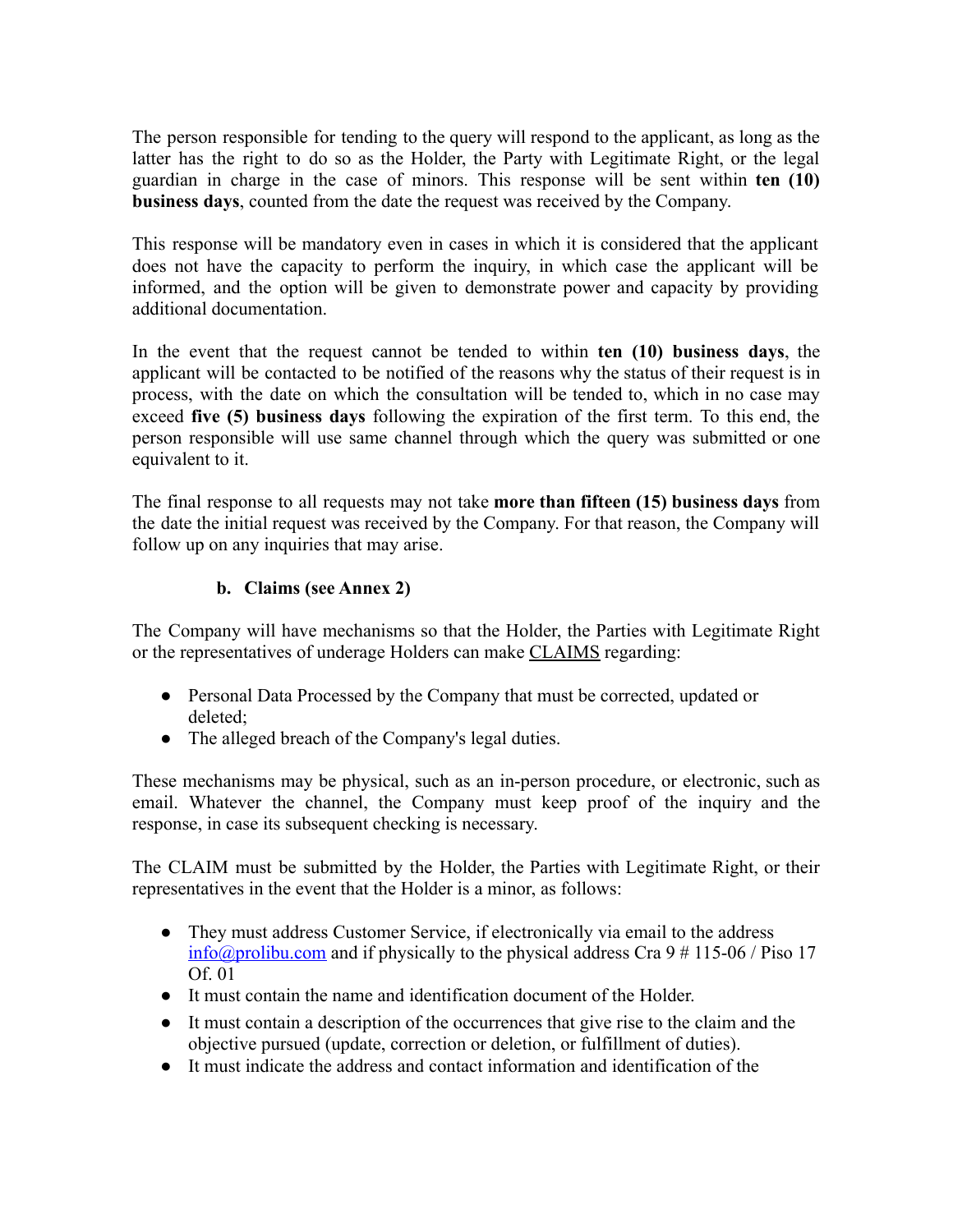The person responsible for tending to the query will respond to the applicant, as long as the latter has the right to do so as the Holder, the Party with Legitimate Right, or the legal guardian in charge in the case of minors. This response will be sent within **ten (10) business days**, counted from the date the request was received by the Company.

This response will be mandatory even in cases in which it is considered that the applicant does not have the capacity to perform the inquiry, in which case the applicant will be informed, and the option will be given to demonstrate power and capacity by providing additional documentation.

In the event that the request cannot be tended to within **ten (10) business days**, the applicant will be contacted to be notified of the reasons why the status of their request is in process, with the date on which the consultation will be tended to, which in no case may exceed **five (5) business days** following the expiration of the first term. To this end, the person responsible will use same channel through which the query was submitted or one equivalent to it.

The final response to all requests may not take **more than fifteen (15) business days** from the date the initial request was received by the Company. For that reason, the Company will follow up on any inquiries that may arise.

**b. Claims (see Annex 2)**

The Company will have mechanisms so that the Holder, the Parties with Legitimate Right or the representatives of underage Holders can make CLAIMS regarding:

- Personal Data Processed by the Company that must be corrected, updated or deleted;
- The alleged breach of the Company's legal duties.

These mechanisms may be physical, such as an in-person procedure, or electronic, such as email. Whatever the channel, the Company must keep proof of the inquiry and the response, in case its subsequent checking is necessary.

The CLAIM must be submitted by the Holder, the Parties with Legitimate Right, or their representatives in the event that the Holder is a minor, as follows:

- They must address Customer Service, if electronically via email to the address info@prolibu.com and if physically to the physical address Cra 9 # 115-06 / Piso 17 Of. 01
- It must contain the name and identification document of the Holder.
- It must contain a description of the occurrences that give rise to the claim and the objective pursued (update, correction or deletion, or fulfillment of duties).
- It must indicate the address and contact information and identification of the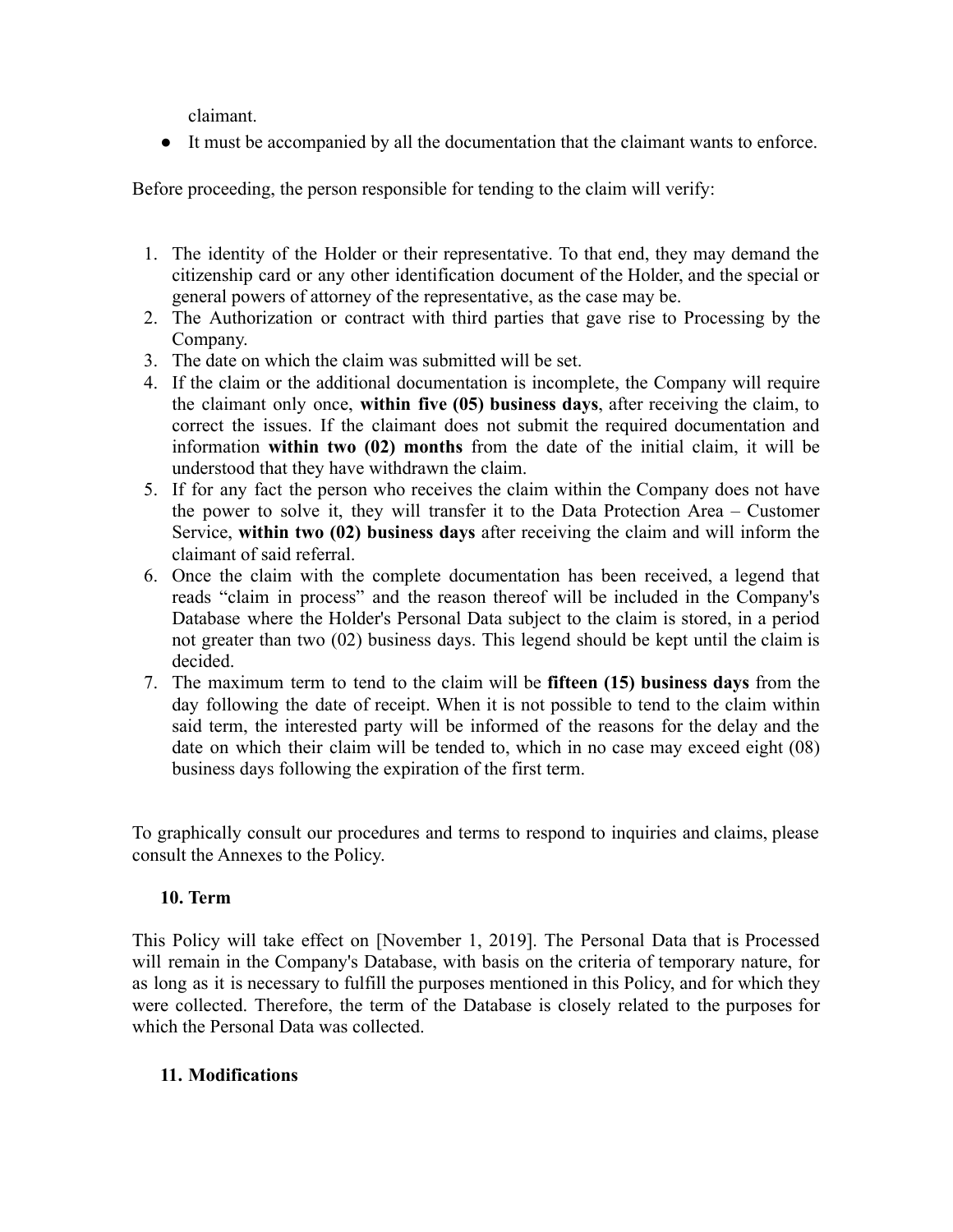claimant.

- It must be accompanied by all the documentation that the claimant wants to enforce.

Before proceeding, the person responsible for tending to the claim will verify:

1. The identity of the Holder or their representative. To that end, they may demand the citizenship card or any other identification document of the Holder, and the special or general powers of attorney of the representative, as the case may be.
2. The Authorization or contract with third parties that gave rise to Processing by the Company.
3. The date on which the claim was submitted will be set.
4. If the claim or the additional documentation is incomplete, the Company will require the claimant only once, **within five (05) business days**, after receiving the claim, to correct the issues. If the claimant does not submit the required documentation and information **within two (02) months** from the date of the initial claim, it will be understood that they have withdrawn the claim.
5. If for any fact the person who receives the claim within the Company does not have the power to solve it, they will transfer it to the Data Protection Area – Customer Service, **within two (02) business days** after receiving the claim and will inform the claimant of said referral.
6. Once the claim with the complete documentation has been received, a legend that reads "claim in process" and the reason thereof will be included in the Company's Database where the Holder's Personal Data subject to the claim is stored, in a period not greater than two (02) business days. This legend should be kept until the claim is decided.
7. The maximum term to tend to the claim will be **fifteen (15) business days** from the day following the date of receipt. When it is not possible to tend to the claim within said term, the interested party will be informed of the reasons for the delay and the date on which their claim will be tended to, which in no case may exceed eight (08) business days following the expiration of the first term.

To graphically consult our procedures and terms to respond to inquiries and claims, please consult the Annexes to the Policy.

### 10. Term

This Policy will take effect on [November 1, 2019]. The Personal Data that is Processed will remain in the Company's Database, with basis on the criteria of temporary nature, for as long as it is necessary to fulfill the purposes mentioned in this Policy, and for which they were collected. Therefore, the term of the Database is closely related to the purposes for which the Personal Data was collected.

### 11. Modifications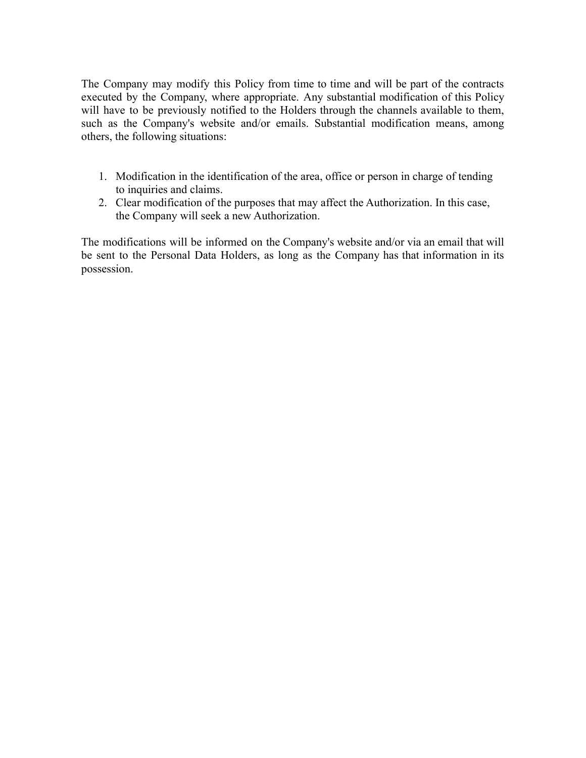The Company may modify this Policy from time to time and will be part of the contracts executed by the Company, where appropriate. Any substantial modification of this Policy will have to be previously notified to the Holders through the channels available to them, such as the Company's website and/or emails. Substantial modification means, among others, the following situations:

1. Modification in the identification of the area, office or person in charge of tending to inquiries and claims.
2. Clear modification of the purposes that may affect the Authorization. In this case, the Company will seek a new Authorization.

The modifications will be informed on the Company's website and/or via an email that will be sent to the Personal Data Holders, as long as the Company has that information in its possession.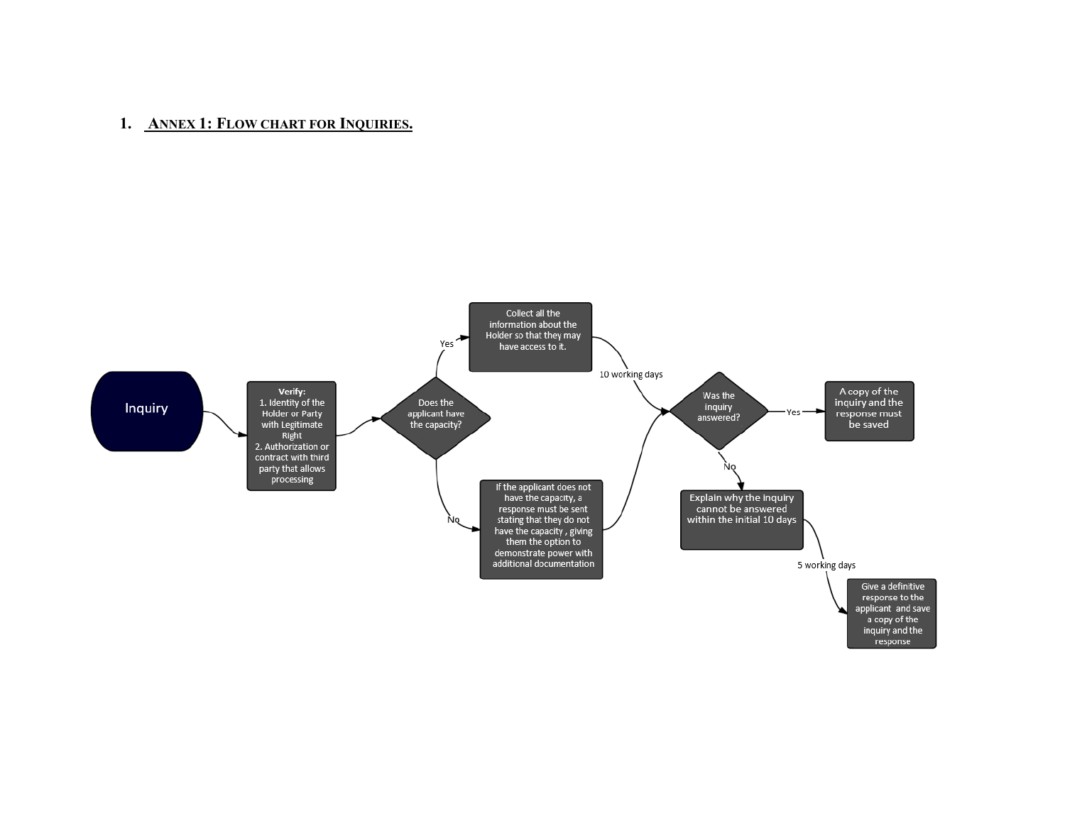# 1. ANNEX 1: FLOW CHART FOR INQUIRIES.

Inquiry

Verify:
1. Identity of the Holder or Party with Legitimate Right
2. Authorization or contract with third party that allows processing

Does the applicant have the capacity?

Yes

Collect all the information about the Holder so that they may have access to it.

No

If the applicant does not have the capacity, a response must be sent stating that they do not have the capacity , giving them the option to demonstrate power with additional documentation

10 working days

Was the inquiry answered?

Yes

A copy of the inquiry and the response must be saved

No

Explain why the inquiry cannot be answered within the initial 10 days

5 working days

Give a definitive response to the applicant and save a copy of the inquiry and the response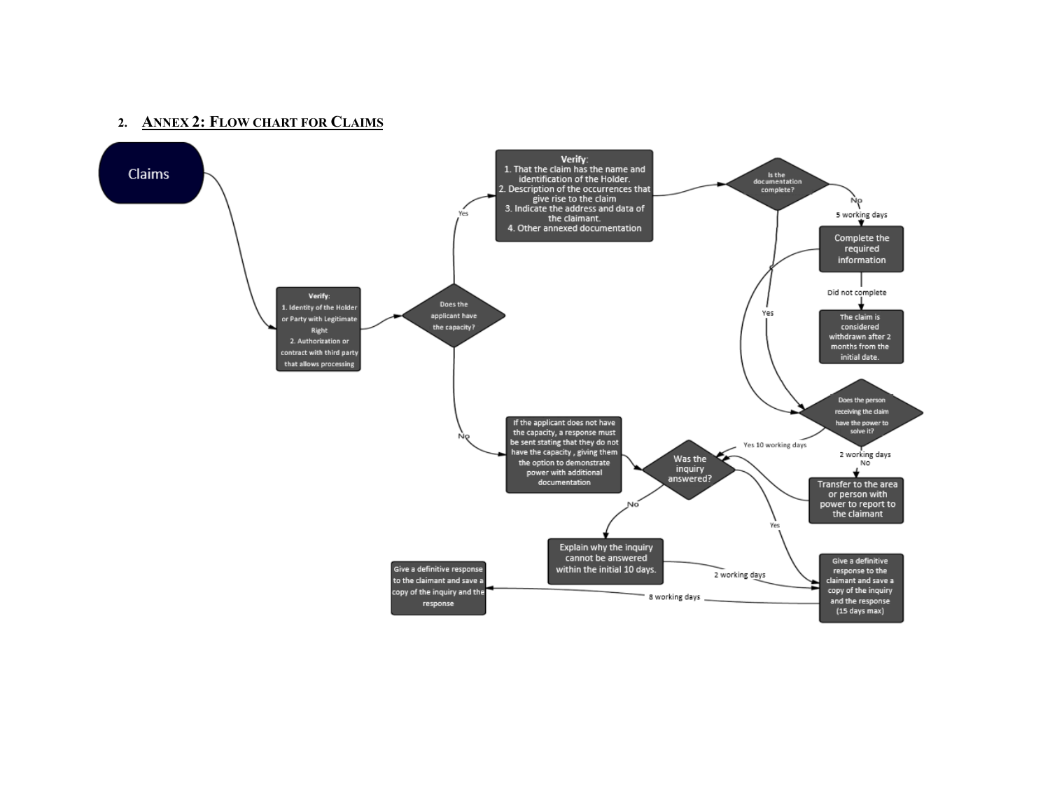## 2. ANNEX 2: FLOW CHART FOR CLAIMS

Claims

Verify:
1. Identity of the Holder or Party with Legitimate Right
2. Authorization or contract with third party that allows processing

Does the applicant have the capacity?

Yes

Verify:
1. That the claim has the name and identification of the Holder.
2. Description of the occurrences that give rise to the claim
3. Indicate the address and data of the claimant.
4. Other annexed documentation

Is the documentation complete?

No

5 working days

Complete the required information

Did not complete

The claim is considered withdrawn after 2 months from the initial date.

Yes

Does the person receiving the claim have the power to solve it?

Yes 10 working days

2 working days

No

Transfer to the area or person with power to report to the claimant

No

If the applicant does not have the capacity, a response must be sent stating that they do not have the capacity , giving them the option to demonstrate power with additional documentation

Was the inquiry answered?

No

Explain why the inquiry cannot be answered within the initial 10 days.

Yes

2 working days

Give a definitive response to the claimant and save a copy of the inquiry and the response (15 days max)

8 working days

Give a definitive response to the claimant and save a copy of the inquiry and the response